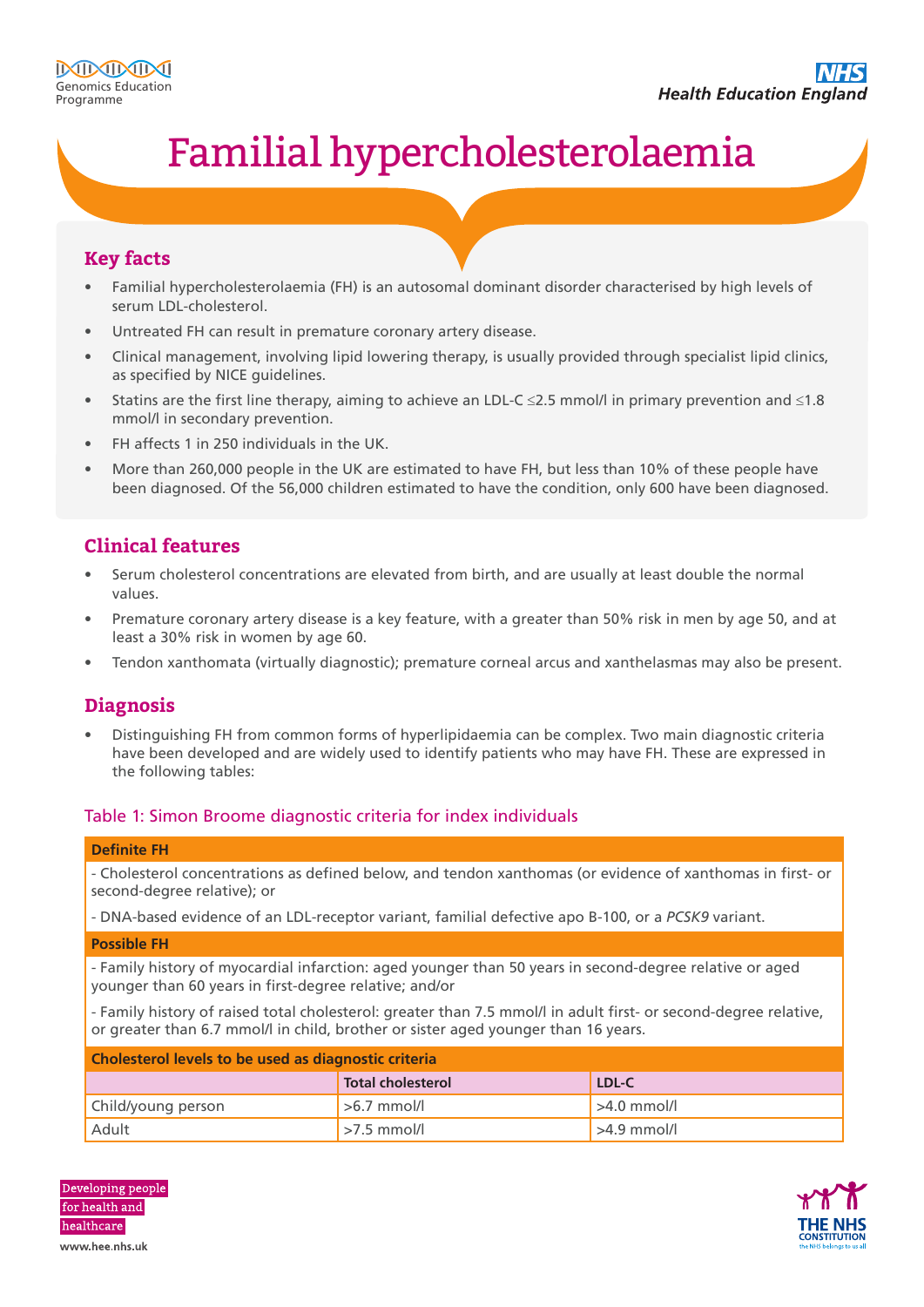# Familial hypercholesterolaemia

## Key facts

- Familial hypercholesterolaemia (FH) is an autosomal dominant disorder characterised by high levels of serum LDL-cholesterol.
- Untreated FH can result in premature coronary artery disease.
- Clinical management, involving lipid lowering therapy, is usually provided through specialist lipid clinics, as specified by NICE guidelines.
- Statins are the first line therapy, aiming to achieve an LDL-C ≤2.5 mmol/l in primary prevention and ≤1.8 mmol/l in secondary prevention.
- FH affects 1 in 250 individuals in the UK.
- More than 260,000 people in the UK are estimated to have FH, but less than 10% of these people have been diagnosed. Of the 56,000 children estimated to have the condition, only 600 have been diagnosed.

## Clinical features

- Serum cholesterol concentrations are elevated from birth, and are usually at least double the normal values.
- Premature coronary artery disease is a key feature, with a greater than 50% risk in men by age 50, and at least a 30% risk in women by age 60.
- Tendon xanthomata (virtually diagnostic); premature corneal arcus and xanthelasmas may also be present.

## Diagnosis

- Distinguishing FH from common forms of hyperlipidaemia can be complex. Two main diagnostic criteria have been developed and are widely used to identify patients who may have FH. These are expressed in the following tables:

### Table 1: Simon Broome diagnostic criteria for index individuals

**Definite FH**

- Cholesterol concentrations as defined below, and tendon xanthomas (or evidence of xanthomas in first- or second-degree relative); or

- DNA-based evidence of an LDL-receptor variant, familial defective apo B-100, or a *PCSK9* variant.

**Possible FH**

- Family history of myocardial infarction: aged younger than 50 years in second-degree relative or aged younger than 60 years in first-degree relative; and/or

- Family history of raised total cholesterol: greater than 7.5 mmol/l in adult first- or second-degree relative, or greater than 6.7 mmol/l in child, brother or sister aged younger than 16 years.

**Cholesterol levels to be used as diagnostic criteria**

| | Total cholesterol | LDL-C |
|---|---|---|
| Child/young person | >6.7 mmol/l | >4.0 mmol/l |
| Adult | >7.5 mmol/l | >4.9 mmol/l |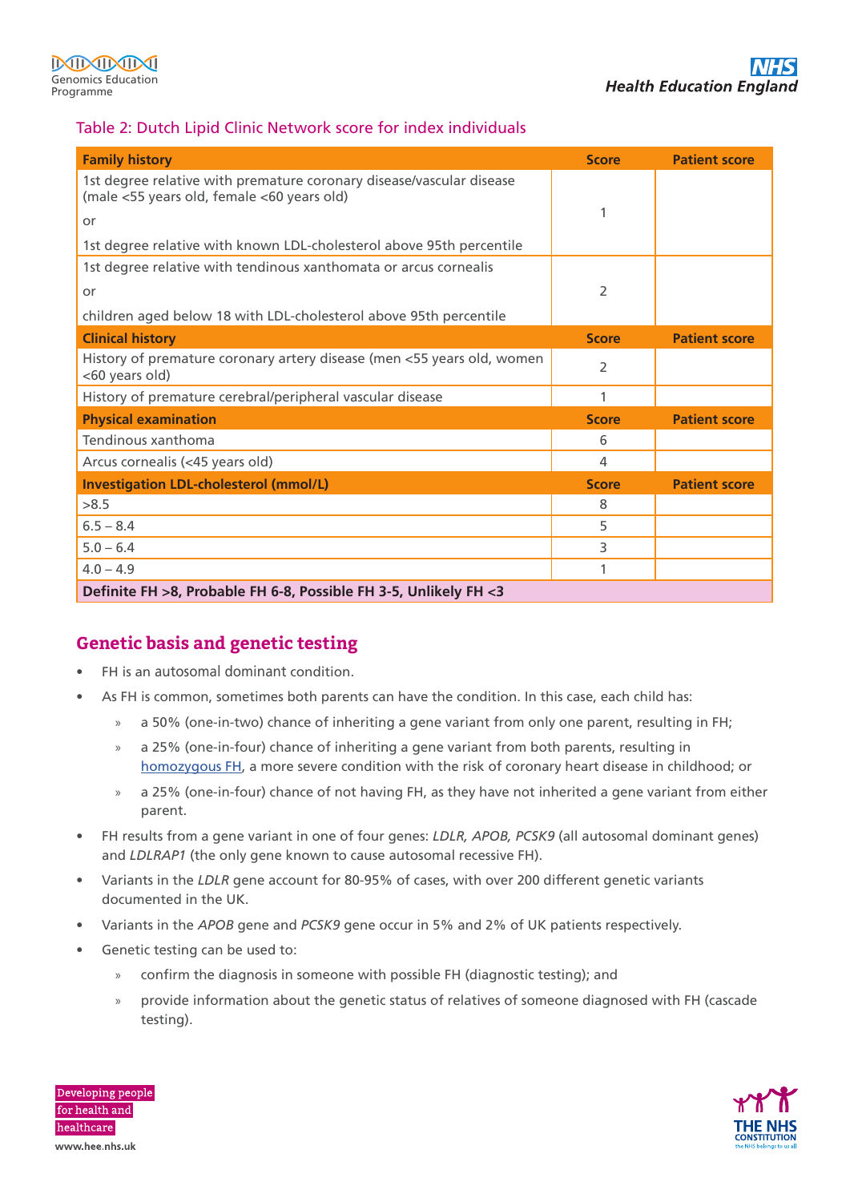### Table 2: Dutch Lipid Clinic Network score for index individuals

| **Family history** | **Score** | **Patient score** |
|---|---|---|
| 1st degree relative with premature coronary disease/vascular disease (male <55 years old, female <60 years old) or 1st degree relative with known LDL-cholesterol above 95th percentile | 1 | |
| 1st degree relative with tendinous xanthomata or arcus cornealis or children aged below 18 with LDL-cholesterol above 95th percentile | 2 | |
| **Clinical history** | **Score** | **Patient score** |
| History of premature coronary artery disease (men <55 years old, women <60 years old) | 2 | |
| History of premature cerebral/peripheral vascular disease | 1 | |
| **Physical examination** | **Score** | **Patient score** |
| Tendinous xanthoma | 6 | |
| Arcus cornealis (<45 years old) | 4 | |
| **Investigation LDL-cholesterol (mmol/L)** | **Score** | **Patient score** |
| >8.5 | 8 | |
| 6.5 – 8.4 | 5 | |
| 5.0 – 6.4 | 3 | |
| 4.0 – 4.9 | 1 | |
| **Definite FH >8, Probable FH 6-8, Possible FH 3-5, Unlikely FH <3** | | |

## Genetic basis and genetic testing

- FH is an autosomal dominant condition.
- As FH is common, sometimes both parents can have the condition. In this case, each child has:
  - a 50% (one-in-two) chance of inheriting a gene variant from only one parent, resulting in FH;
  - a 25% (one-in-four) chance of inheriting a gene variant from both parents, resulting in homozygous FH, a more severe condition with the risk of coronary heart disease in childhood; or
  - a 25% (one-in-four) chance of not having FH, as they have not inherited a gene variant from either parent.
- FH results from a gene variant in one of four genes: *LDLR, APOB, PCSK9* (all autosomal dominant genes) and *LDLRAP1* (the only gene known to cause autosomal recessive FH).
- Variants in the *LDLR* gene account for 80-95% of cases, with over 200 different genetic variants documented in the UK.
- Variants in the *APOB* gene and *PCSK9* gene occur in 5% and 2% of UK patients respectively.
- Genetic testing can be used to:
  - confirm the diagnosis in someone with possible FH (diagnostic testing); and
  - provide information about the genetic status of relatives of someone diagnosed with FH (cascade testing).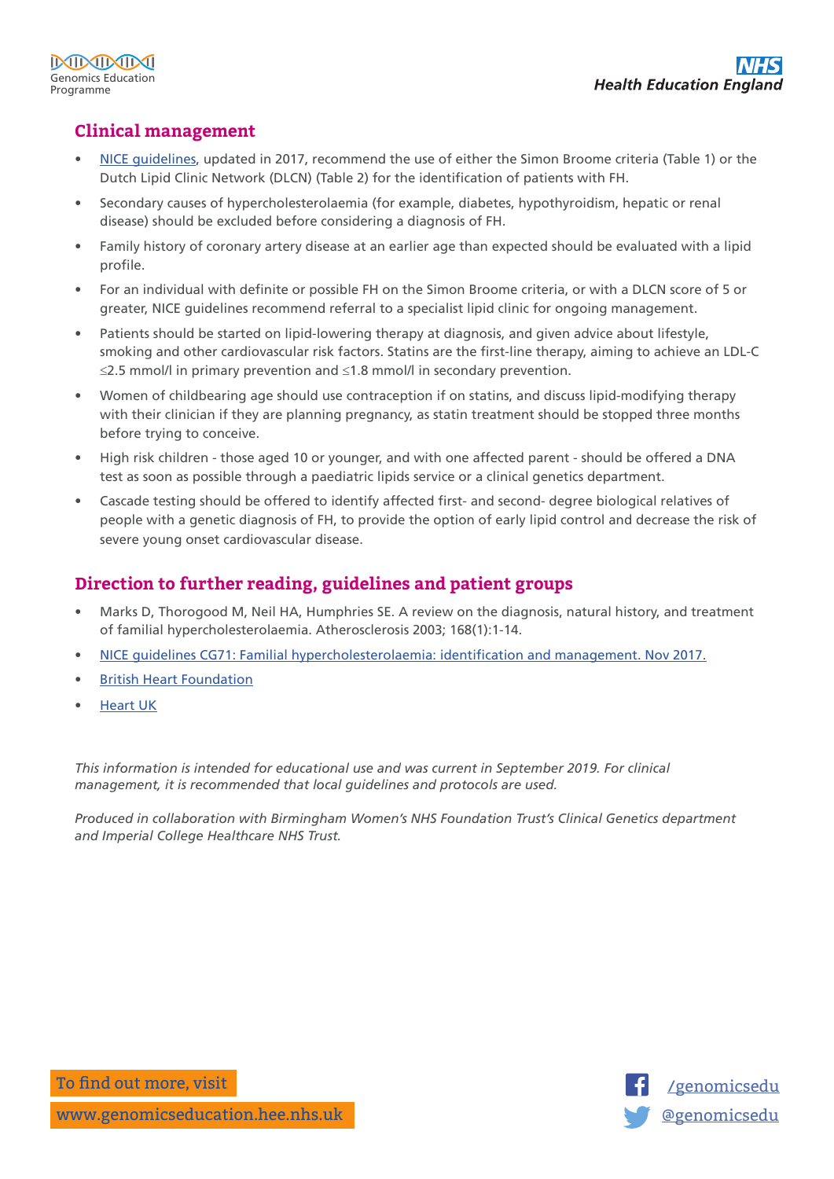## Clinical management

- NICE guidelines, updated in 2017, recommend the use of either the Simon Broome criteria (Table 1) or the Dutch Lipid Clinic Network (DLCN) (Table 2) for the identification of patients with FH.
- Secondary causes of hypercholesterolaemia (for example, diabetes, hypothyroidism, hepatic or renal disease) should be excluded before considering a diagnosis of FH.
- Family history of coronary artery disease at an earlier age than expected should be evaluated with a lipid profile.
- For an individual with definite or possible FH on the Simon Broome criteria, or with a DLCN score of 5 or greater, NICE guidelines recommend referral to a specialist lipid clinic for ongoing management.
- Patients should be started on lipid-lowering therapy at diagnosis, and given advice about lifestyle, smoking and other cardiovascular risk factors. Statins are the first-line therapy, aiming to achieve an LDL-C ≤2.5 mmol/l in primary prevention and ≤1.8 mmol/l in secondary prevention.
- Women of childbearing age should use contraception if on statins, and discuss lipid-modifying therapy with their clinician if they are planning pregnancy, as statin treatment should be stopped three months before trying to conceive.
- High risk children - those aged 10 or younger, and with one affected parent - should be offered a DNA test as soon as possible through a paediatric lipids service or a clinical genetics department.
- Cascade testing should be offered to identify affected first- and second- degree biological relatives of people with a genetic diagnosis of FH, to provide the option of early lipid control and decrease the risk of severe young onset cardiovascular disease.

## Direction to further reading, guidelines and patient groups

- Marks D, Thorogood M, Neil HA, Humphries SE. A review on the diagnosis, natural history, and treatment of familial hypercholesterolaemia. Atherosclerosis 2003; 168(1):1-14.
- NICE guidelines CG71: Familial hypercholesterolaemia: identification and management. Nov 2017.
- British Heart Foundation
- Heart UK

*This information is intended for educational use and was current in September 2019. For clinical management, it is recommended that local guidelines and protocols are used.*

*Produced in collaboration with Birmingham Women's NHS Foundation Trust's Clinical Genetics department and Imperial College Healthcare NHS Trust.*

To find out more, visit www.genomicseducation.hee.nhs.uk

/genomicsedu

@genomicsedu